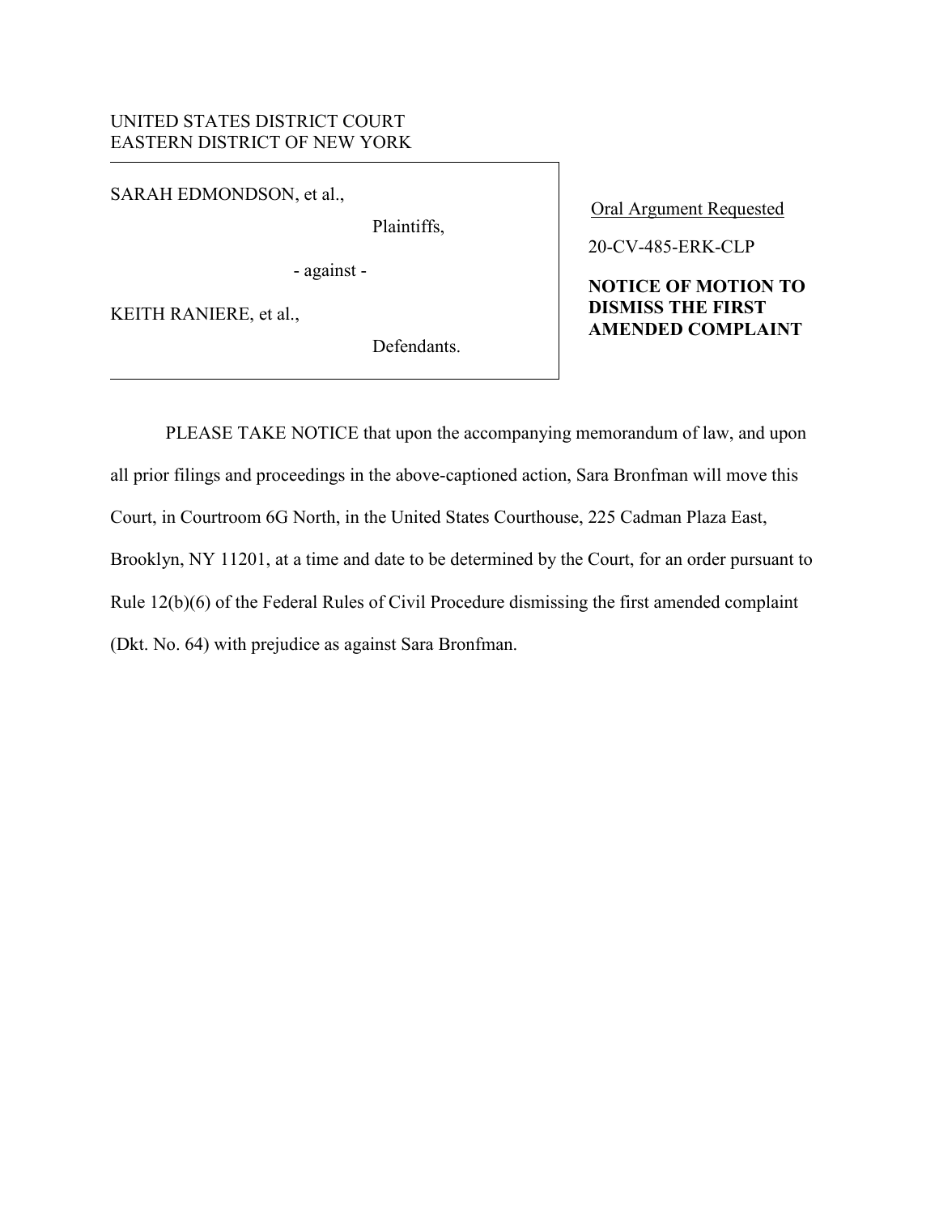UNITED STATES DISTRICT COURT
EASTERN DISTRICT OF NEW YORK

SARAH EDMONDSON, et al.,

Plaintiffs,

\- against -

KEITH RANIERE, et al.,

Defendants.

Oral Argument Requested

20-CV-485-ERK-CLP

**NOTICE OF MOTION TO DISMISS THE FIRST AMENDED COMPLAINT**

PLEASE TAKE NOTICE that upon the accompanying memorandum of law, and upon all prior filings and proceedings in the above-captioned action, Sara Bronfman will move this Court, in Courtroom 6G North, in the United States Courthouse, 225 Cadman Plaza East, Brooklyn, NY 11201, at a time and date to be determined by the Court, for an order pursuant to Rule 12(b)(6) of the Federal Rules of Civil Procedure dismissing the first amended complaint (Dkt. No. 64) with prejudice as against Sara Bronfman.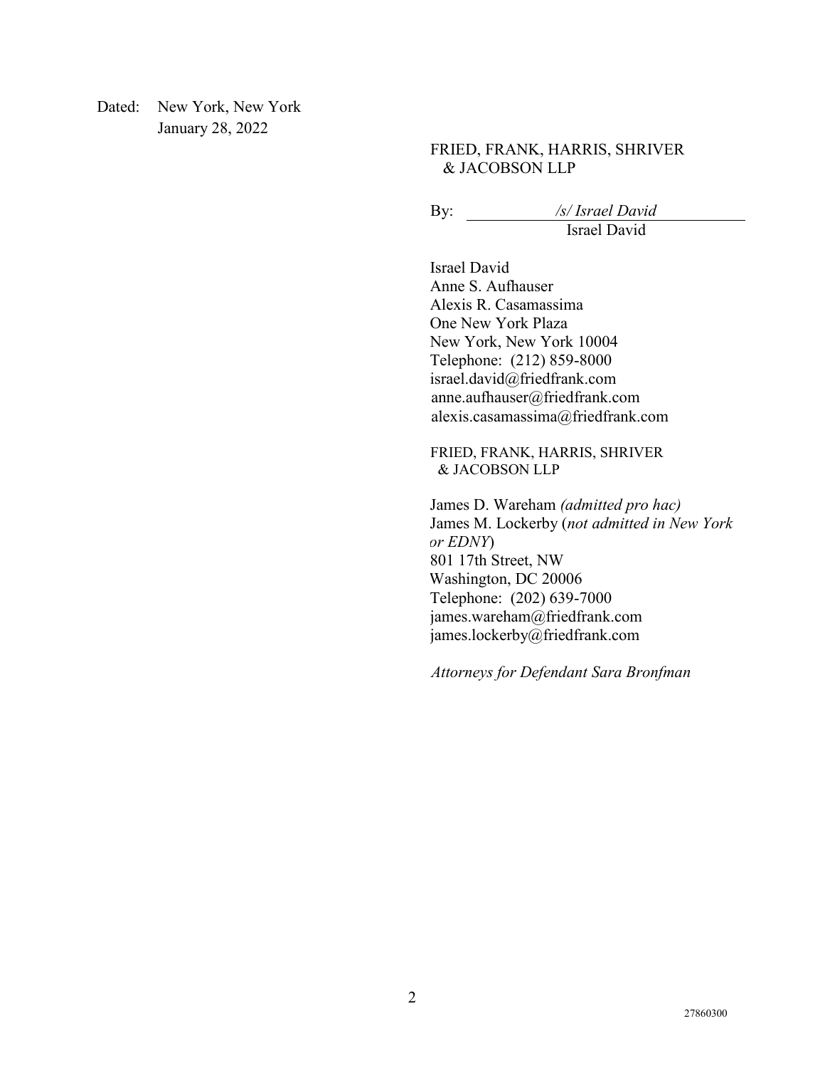Dated: New York, New York
January 28, 2022

FRIED, FRANK, HARRIS, SHRIVER
& JACOBSON LLP

By: *\/s/ Israel David*
Israel David

Israel David
Anne S. Aufhauser
Alexis R. Casamassima
One New York Plaza
New York, New York 10004
Telephone: (212) 859-8000
israel.david@friedfrank.com
anne.aufhauser@friedfrank.com
alexis.casamassima@friedfrank.com

FRIED, FRANK, HARRIS, SHRIVER
& JACOBSON LLP

James D. Wareham *(admitted pro hac)*
James M. Lockerby (*not admitted in New York or EDNY*)
801 17th Street, NW
Washington, DC 20006
Telephone: (202) 639-7000
james.wareham@friedfrank.com
james.lockerby@friedfrank.com

*Attorneys for Defendant Sara Bronfman*

27860300